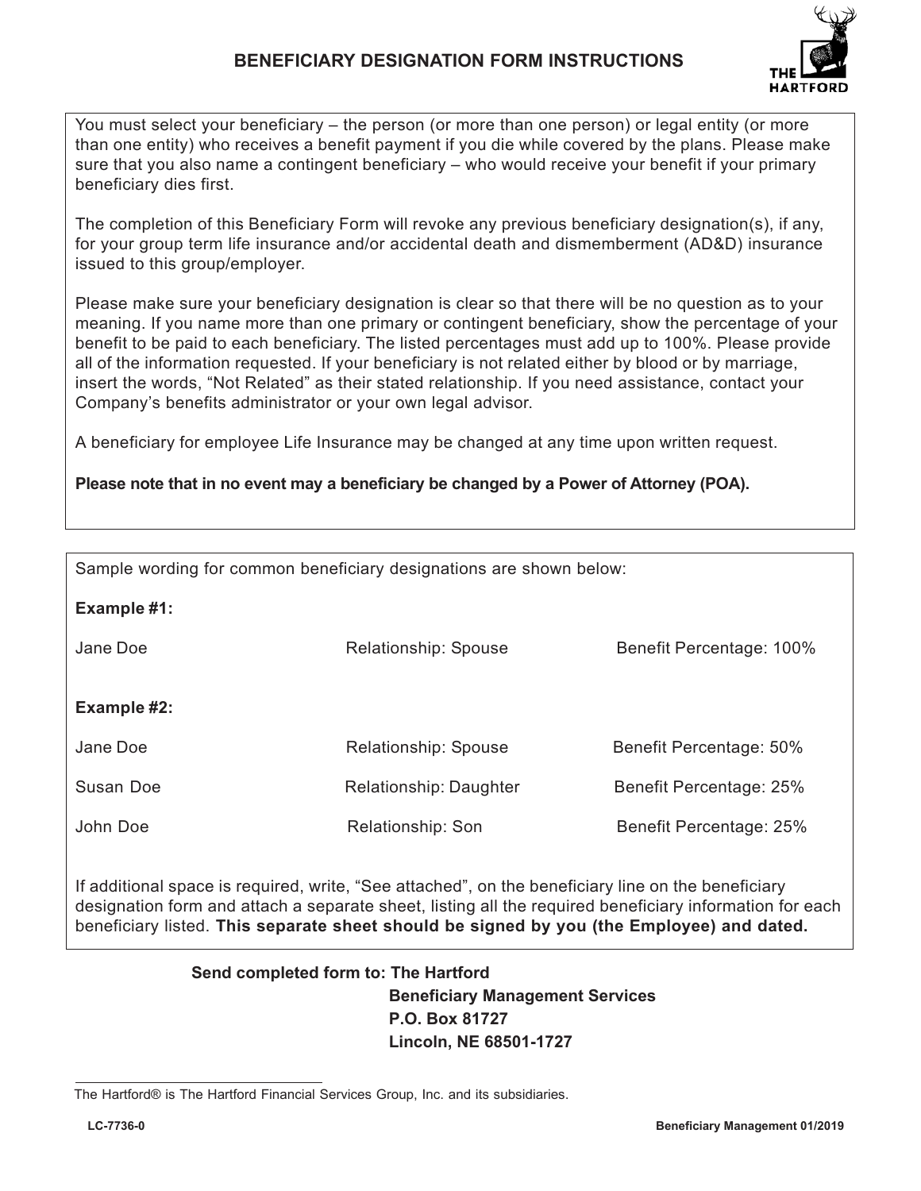# BENEFICIARY DESIGNATION FORM INSTRUCTIONS

You must select your beneficiary – the person (or more than one person) or legal entity (or more than one entity) who receives a benefit payment if you die while covered by the plans. Please make sure that you also name a contingent beneficiary – who would receive your benefit if your primary beneficiary dies first.

The completion of this Beneficiary Form will revoke any previous beneficiary designation(s), if any, for your group term life insurance and/or accidental death and dismemberment (AD&D) insurance issued to this group/employer.

Please make sure your beneficiary designation is clear so that there will be no question as to your meaning. If you name more than one primary or contingent beneficiary, show the percentage of your benefit to be paid to each beneficiary. The listed percentages must add up to 100%. Please provide all of the information requested. If your beneficiary is not related either by blood or by marriage, insert the words, "Not Related" as their stated relationship. If you need assistance, contact your Company's benefits administrator or your own legal advisor.

A beneficiary for employee Life Insurance may be changed at any time upon written request.

**Please note that in no event may a beneficiary be changed by a Power of Attorney (POA).**

Sample wording for common beneficiary designations are shown below:

**Example #1:**

| | | |
|---|---|---|
| Jane Doe | Relationship: Spouse | Benefit Percentage: 100% |

**Example #2:**

| | | |
|---|---|---|
| Jane Doe | Relationship: Spouse | Benefit Percentage: 50% |
| Susan Doe | Relationship: Daughter | Benefit Percentage: 25% |
| John Doe | Relationship: Son | Benefit Percentage: 25% |

If additional space is required, write, "See attached", on the beneficiary line on the beneficiary designation form and attach a separate sheet, listing all the required beneficiary information for each beneficiary listed. **This separate sheet should be signed by you (the Employee) and dated.**

**Send completed form to: The Hartford**
**Beneficiary Management Services**
**P.O. Box 81727**
**Lincoln, NE 68501-1727**

---

The Hartford® is The Hartford Financial Services Group, Inc. and its subsidiaries.

LC-7736-0 | Beneficiary Management 01/2019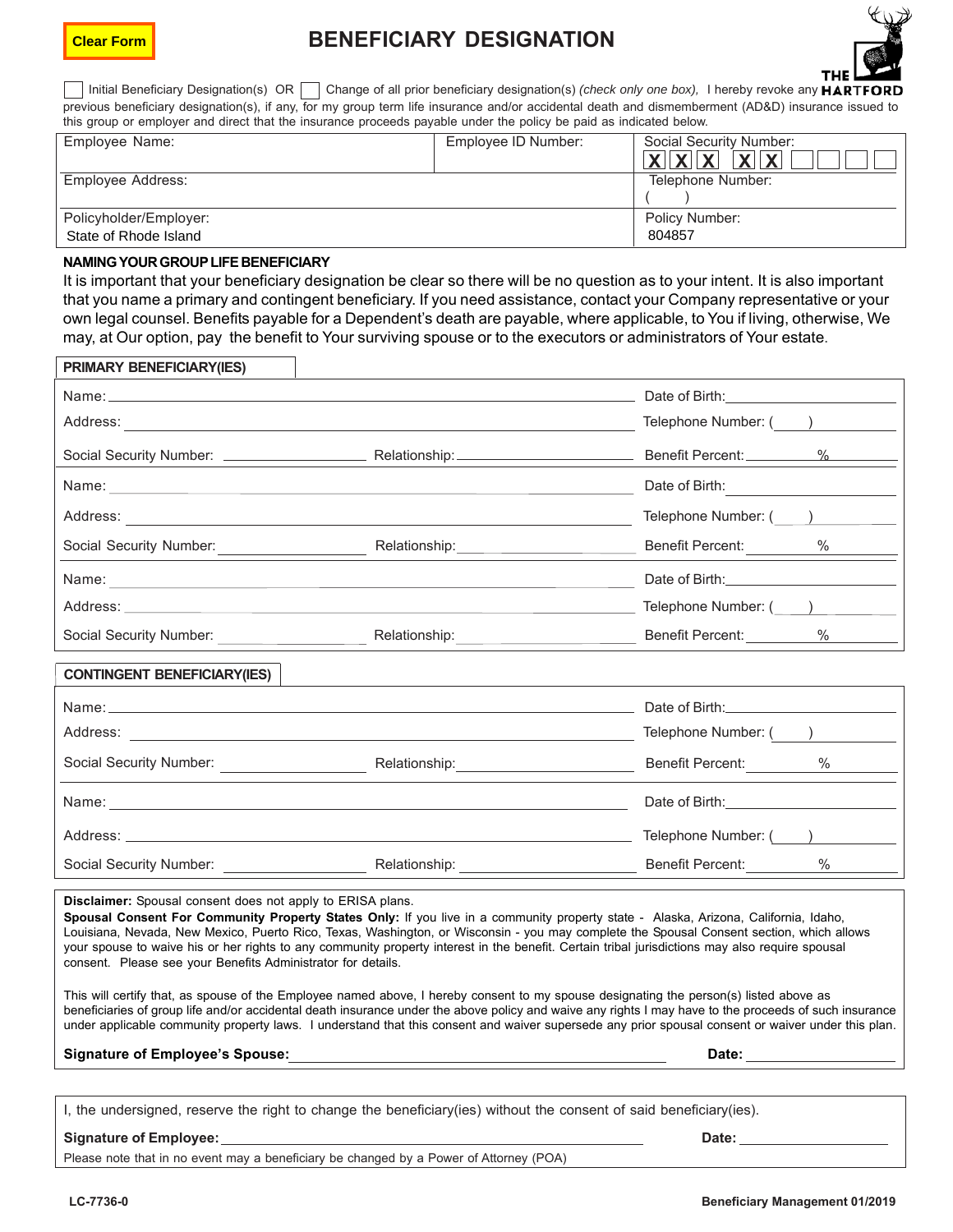Clear Form

# BENEFICIARY DESIGNATION

THE HARTFORD

☐ Initial Beneficiary Designation(s) OR ☐ Change of all prior beneficiary designation(s) *(check only one box),* I hereby revoke any previous beneficiary designation(s), if any, for my group term life insurance and/or accidental death and dismemberment (AD&D) insurance issued to this group or employer and direct that the insurance proceeds payable under the policy be paid as indicated below.

| | | |
|---|---|---|
| Employee Name: | Employee ID Number: | Social Security Number: X X X - X X - _ _ _ _ |
| Employee Address: | | Telephone Number: ( ) |
| Policyholder/Employer: State of Rhode Island | | Policy Number: 804857 |

**NAMING YOUR GROUP LIFE BENEFICIARY**

It is important that your beneficiary designation be clear so there will be no question as to your intent. It is also important that you name a primary and contingent beneficiary. If you need assistance, contact your Company representative or your own legal counsel. Benefits payable for a Dependent's death are payable, where applicable, to You if living, otherwise, We may, at Our option, pay the benefit to Your surviving spouse or to the executors or administrators of Your estate.

**PRIMARY BENEFICIARY(IES)**

Name: ____________________ Date of Birth: ____________
Address: ____________________ Telephone Number: ( )
Social Security Number: ____________ Relationship: ____________ Benefit Percent: ______ %

Name: ____________________ Date of Birth: ____________
Address: ____________________ Telephone Number: ( )
Social Security Number: ____________ Relationship: ____________ Benefit Percent: ______ %

Name: ____________________ Date of Birth: ____________
Address: ____________________ Telephone Number: ( )
Social Security Number: ____________ Relationship: ____________ Benefit Percent: ______ %

**CONTINGENT BENEFICIARY(IES)**

Name: ____________________ Date of Birth: ____________
Address: ____________________ Telephone Number: ( )
Social Security Number: ____________ Relationship: ____________ Benefit Percent: ______ %

Name: ____________________ Date of Birth: ____________
Address: ____________________ Telephone Number: ( )
Social Security Number: ____________ Relationship: ____________ Benefit Percent: ______ %

**Disclaimer:** Spousal consent does not apply to ERISA plans.
**Spousal Consent For Community Property States Only:** If you live in a community property state - Alaska, Arizona, California, Idaho, Louisiana, Nevada, New Mexico, Puerto Rico, Texas, Washington, or Wisconsin - you may complete the Spousal Consent section, which allows your spouse to waive his or her rights to any community property interest in the benefit. Certain tribal jurisdictions may also require spousal consent. Please see your Benefits Administrator for details.

This will certify that, as spouse of the Employee named above, I hereby consent to my spouse designating the person(s) listed above as beneficiaries of group life and/or accidental death insurance under the above policy and waive any rights I may have to the proceeds of such insurance under applicable community property laws. I understand that this consent and waiver supersede any prior spousal consent or waiver under this plan.

**Signature of Employee's Spouse:** ____________________ **Date:** ____________

I, the undersigned, reserve the right to change the beneficiary(ies) without the consent of said beneficiary(ies).

**Signature of Employee:** ____________________ **Date:** ____________

Please note that in no event may a beneficiary be changed by a Power of Attorney (POA)

LC-7736-0

Beneficiary Management 01/2019